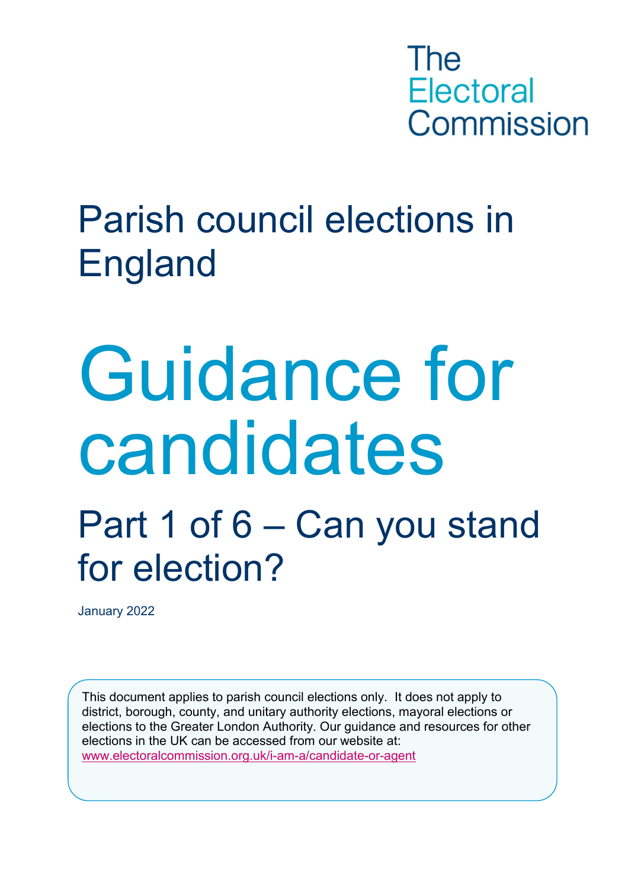The Electoral Commission

# Parish council elections in England

# Guidance for candidates

## Part 1 of 6 – Can you stand for election?

January 2022

This document applies to parish council elections only. It does not apply to district, borough, county, and unitary authority elections, mayoral elections or elections to the Greater London Authority. Our guidance and resources for other elections in the UK can be accessed from our website at: www.electoralcommission.org.uk/i-am-a/candidate-or-agent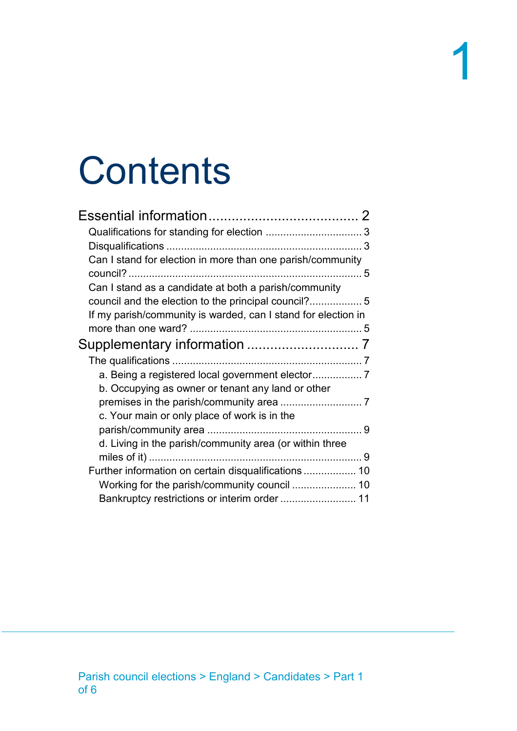# Contents

- Essential information .......................................... 2
  - Qualifications for standing for election ................................. 3
  - Disqualifications .................................................................. 3
  - Can I stand for election in more than one parish/community council? .............................................................................. 5
  - Can I stand as a candidate at both a parish/community council and the election to the principal council? ................. 5
  - If my parish/community is warded, can I stand for election in more than one ward? ........................................................... 5
- Supplementary information .............................. 7
  - The qualifications ................................................................ 7
    - a. Being a registered local government elector ................ 7
    - b. Occupying as owner or tenant any land or other premises in the parish/community area ............................ 7
    - c. Your main or only place of work is in the parish/community area .................................................... 9
    - d. Living in the parish/community area (or within three miles of it) ......................................................................... 9
  - Further information on certain disqualifications .................. 10
    - Working for the parish/community council ...................... 10
    - Bankruptcy restrictions or interim order .......................... 11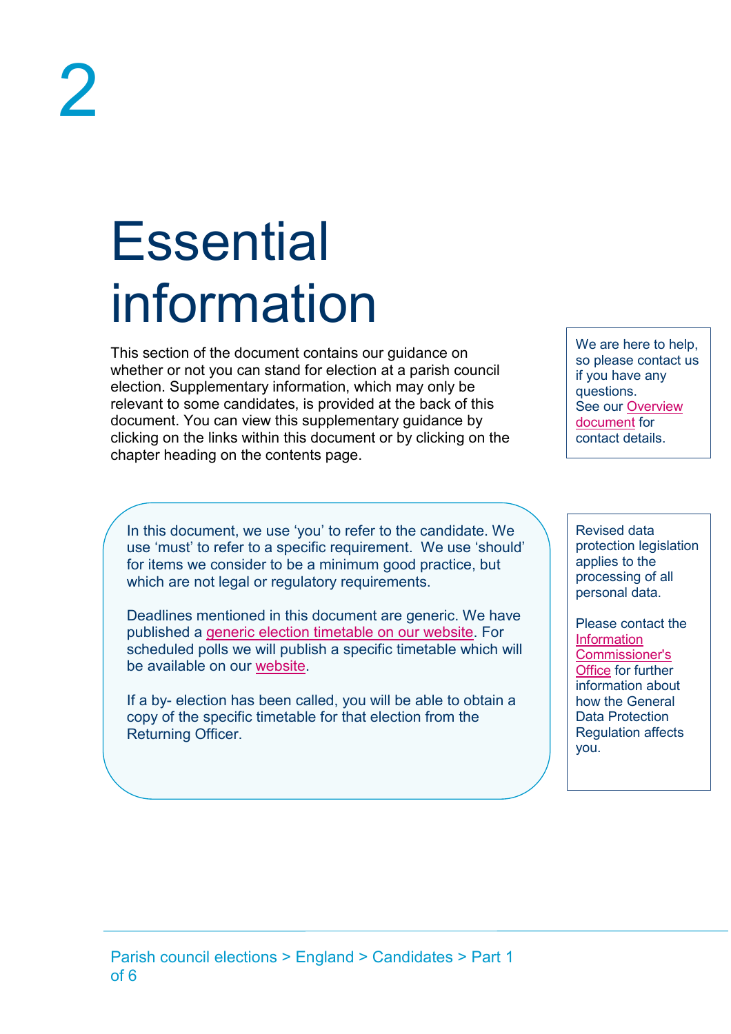# 2

# Essential information

This section of the document contains our guidance on whether or not you can stand for election at a parish council election. Supplementary information, which may only be relevant to some candidates, is provided at the back of this document. You can view this supplementary guidance by clicking on the links within this document or by clicking on the chapter heading on the contents page.

We are here to help, so please contact us if you have any questions. See our Overview document for contact details.

In this document, we use 'you' to refer to the candidate. We use 'must' to refer to a specific requirement. We use 'should' for items we consider to be a minimum good practice, but which are not legal or regulatory requirements.

Deadlines mentioned in this document are generic. We have published a generic election timetable on our website. For scheduled polls we will publish a specific timetable which will be available on our website.

If a by- election has been called, you will be able to obtain a copy of the specific timetable for that election from the Returning Officer.

Revised data protection legislation applies to the processing of all personal data.

Please contact the Information Commissioner's Office for further information about how the General Data Protection Regulation affects you.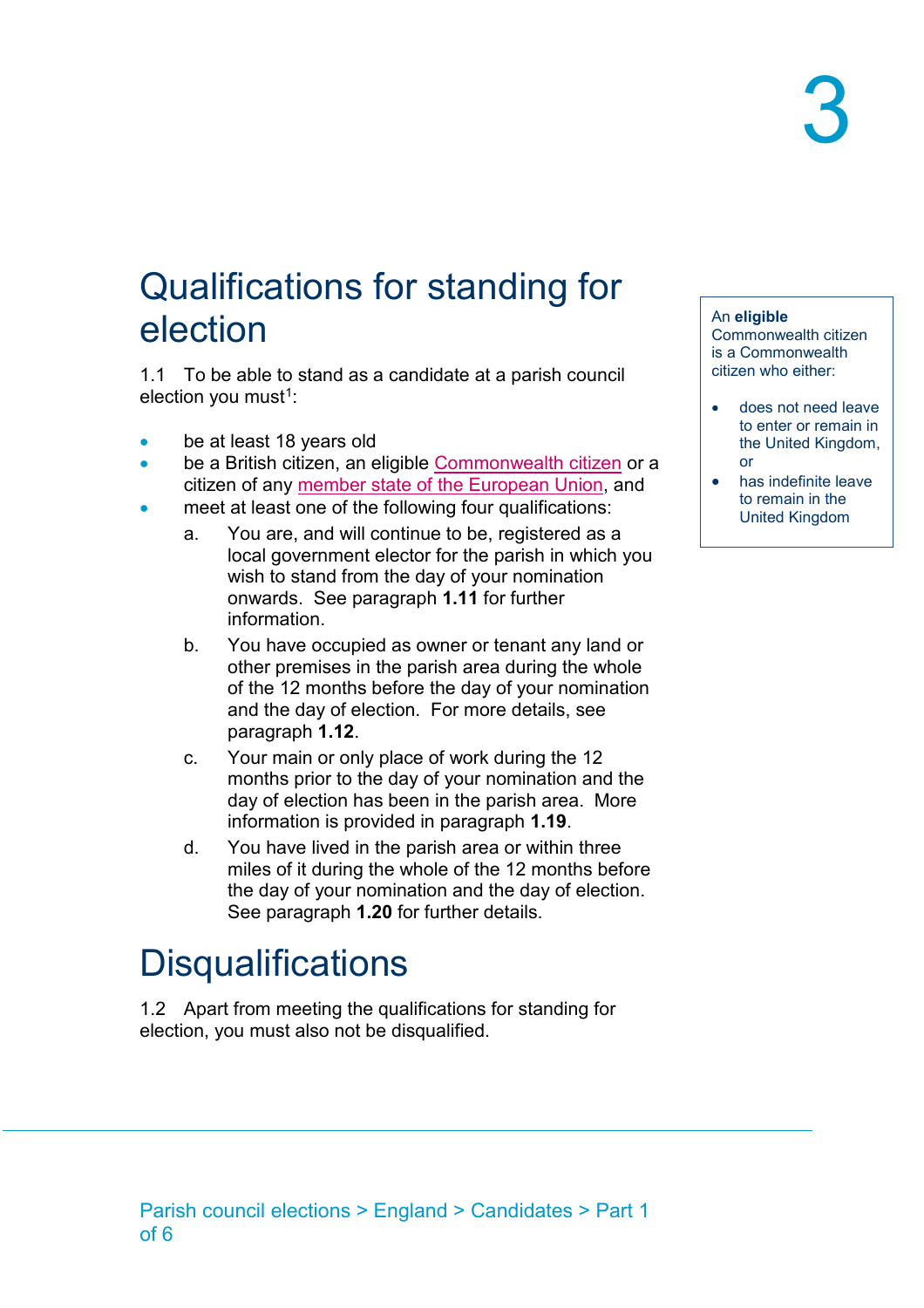# Qualifications for standing for election

1.1 To be able to stand as a candidate at a parish council election you must[1]:

- be at least 18 years old
- be a British citizen, an eligible Commonwealth citizen or a citizen of any member state of the European Union, and
- meet at least one of the following four qualifications:
  a. You are, and will continue to be, registered as a local government elector for the parish in which you wish to stand from the day of your nomination onwards. See paragraph **1.11** for further information.
  b. You have occupied as owner or tenant any land or other premises in the parish area during the whole of the 12 months before the day of your nomination and the day of election. For more details, see paragraph **1.12**.
  c. Your main or only place of work during the 12 months prior to the day of your nomination and the day of election has been in the parish area. More information is provided in paragraph **1.19**.
  d. You have lived in the parish area or within three miles of it during the whole of the 12 months before the day of your nomination and the day of election. See paragraph **1.20** for further details.

An **eligible** Commonwealth citizen is a Commonwealth citizen who either:

- does not need leave to enter or remain in the United Kingdom, or
- has indefinite leave to remain in the United Kingdom

# Disqualifications

1.2 Apart from meeting the qualifications for standing for election, you must also not be disqualified.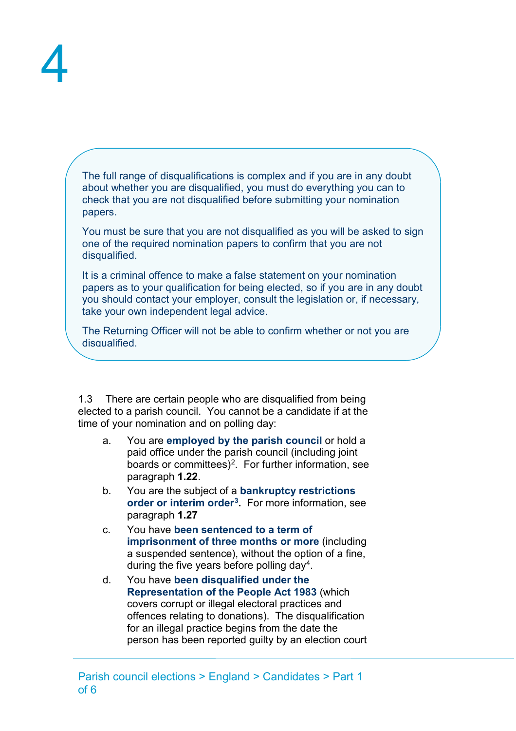The full range of disqualifications is complex and if you are in any doubt about whether you are disqualified, you must do everything you can to check that you are not disqualified before submitting your nomination papers.

You must be sure that you are not disqualified as you will be asked to sign one of the required nomination papers to confirm that you are not disqualified.

It is a criminal offence to make a false statement on your nomination papers as to your qualification for being elected, so if you are in any doubt you should contact your employer, consult the legislation or, if necessary, take your own independent legal advice.

The Returning Officer will not be able to confirm whether or not you are disqualified.

1.3 There are certain people who are disqualified from being elected to a parish council. You cannot be a candidate if at the time of your nomination and on polling day:

a. You are **employed by the parish council** or hold a paid office under the parish council (including joint boards or committees)[2]. For further information, see paragraph **1.22**.

b. You are the subject of a **bankruptcy restrictions order or interim order[3].** For more information, see paragraph **1.27**

c. You have **been sentenced to a term of imprisonment of three months or more** (including a suspended sentence), without the option of a fine, during the five years before polling day[4].

d. You have **been disqualified under the Representation of the People Act 1983** (which covers corrupt or illegal electoral practices and offences relating to donations). The disqualification for an illegal practice begins from the date the person has been reported guilty by an election court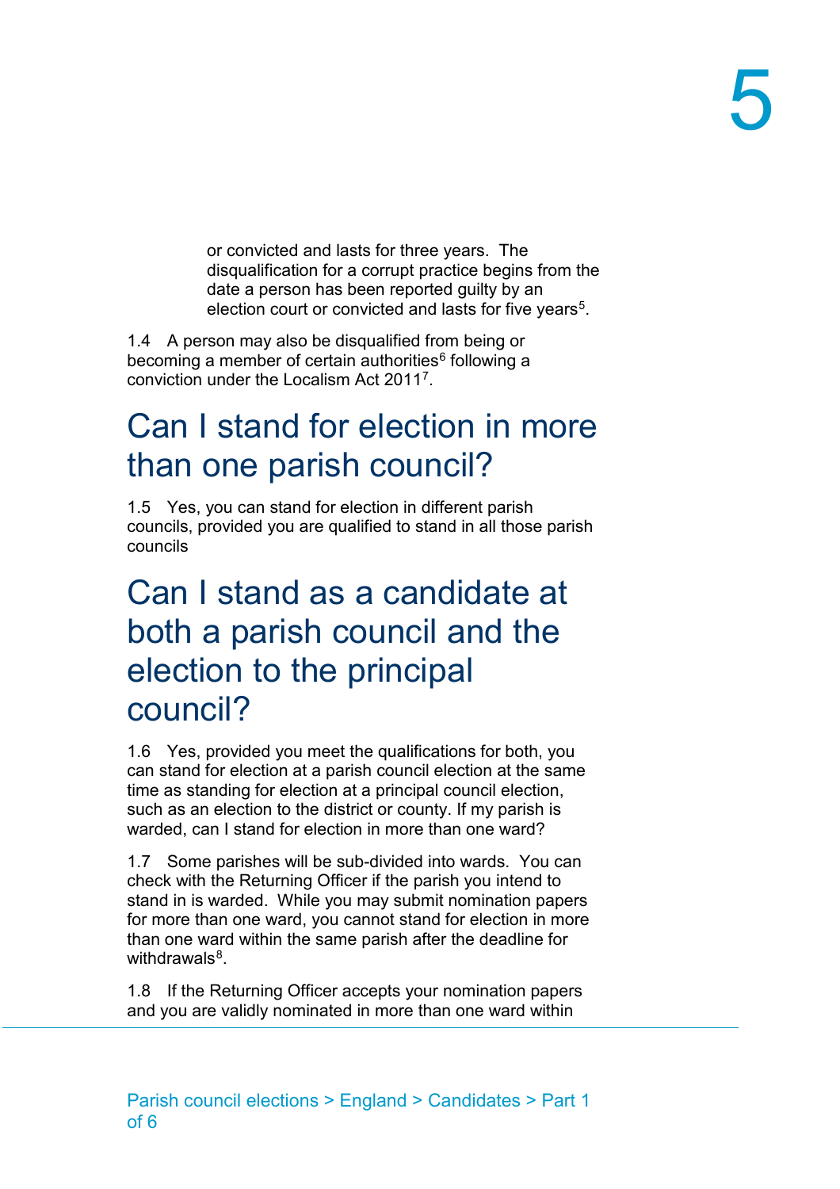or convicted and lasts for three years. The disqualification for a corrupt practice begins from the date a person has been reported guilty by an election court or convicted and lasts for five years[5].

1.4 A person may also be disqualified from being or becoming a member of certain authorities[6] following a conviction under the Localism Act 2011[7].

## Can I stand for election in more than one parish council?

1.5 Yes, you can stand for election in different parish councils, provided you are qualified to stand in all those parish councils

## Can I stand as a candidate at both a parish council and the election to the principal council?

1.6 Yes, provided you meet the qualifications for both, you can stand for election at a parish council election at the same time as standing for election at a principal council election, such as an election to the district or county. If my parish is warded, can I stand for election in more than one ward?

1.7 Some parishes will be sub-divided into wards. You can check with the Returning Officer if the parish you intend to stand in is warded. While you may submit nomination papers for more than one ward, you cannot stand for election in more than one ward within the same parish after the deadline for withdrawals[8].

1.8 If the Returning Officer accepts your nomination papers and you are validly nominated in more than one ward within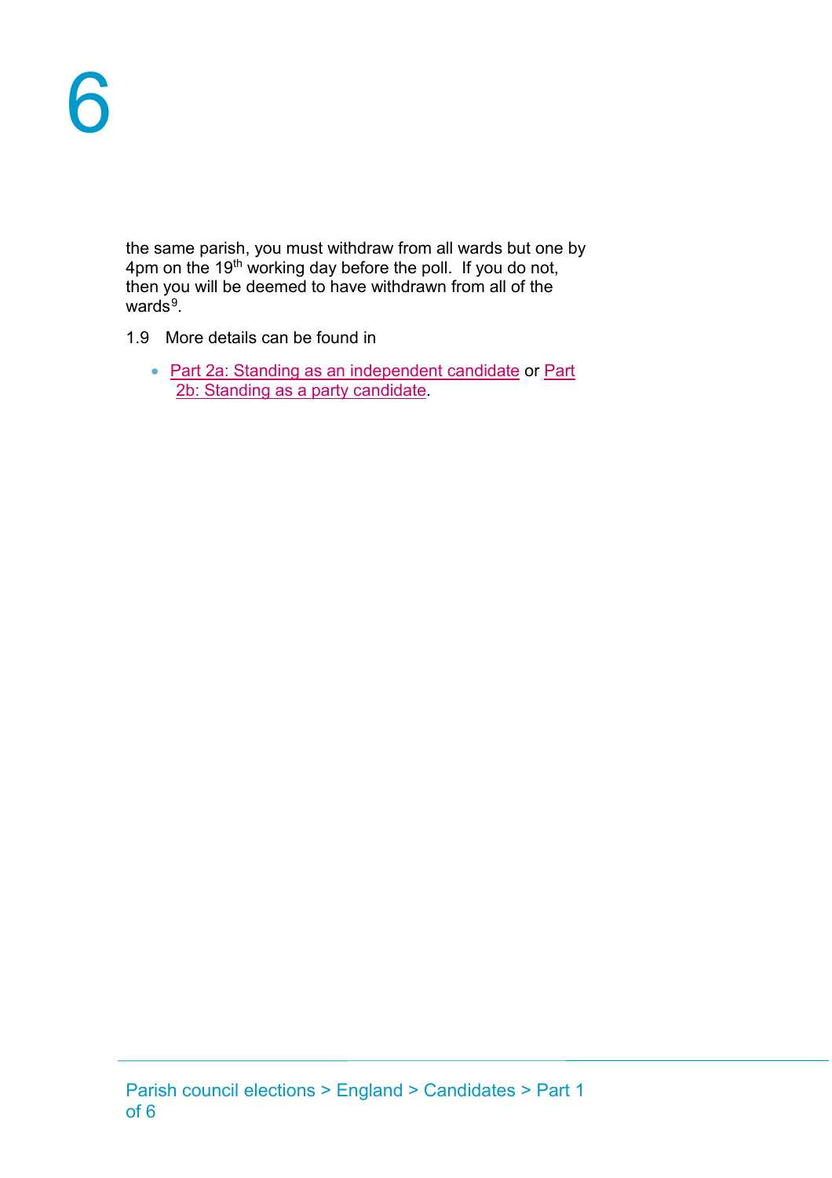the same parish, you must withdraw from all wards but one by 4pm on the 19th working day before the poll. If you do not, then you will be deemed to have withdrawn from all of the wards[9].

1.9 More details can be found in

- Part 2a: Standing as an independent candidate or Part 2b: Standing as a party candidate.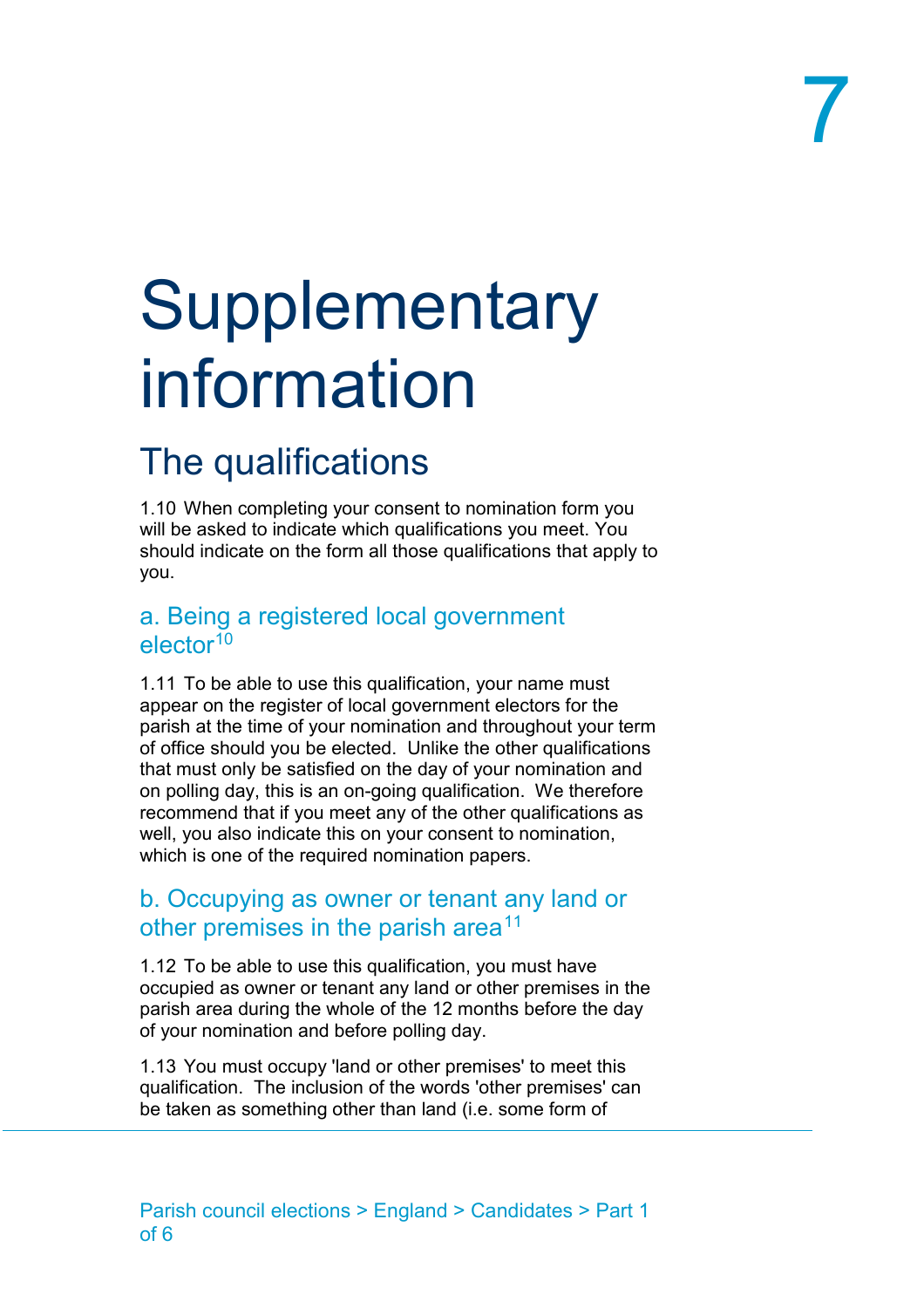# Supplementary information

## The qualifications

1.10 When completing your consent to nomination form you will be asked to indicate which qualifications you meet. You should indicate on the form all those qualifications that apply to you.

### a. Being a registered local government elector[10]

1.11 To be able to use this qualification, your name must appear on the register of local government electors for the parish at the time of your nomination and throughout your term of office should you be elected. Unlike the other qualifications that must only be satisfied on the day of your nomination and on polling day, this is an on-going qualification. We therefore recommend that if you meet any of the other qualifications as well, you also indicate this on your consent to nomination, which is one of the required nomination papers.

### b. Occupying as owner or tenant any land or other premises in the parish area[11]

1.12 To be able to use this qualification, you must have occupied as owner or tenant any land or other premises in the parish area during the whole of the 12 months before the day of your nomination and before polling day.

1.13 You must occupy 'land or other premises' to meet this qualification. The inclusion of the words 'other premises' can be taken as something other than land (i.e. some form of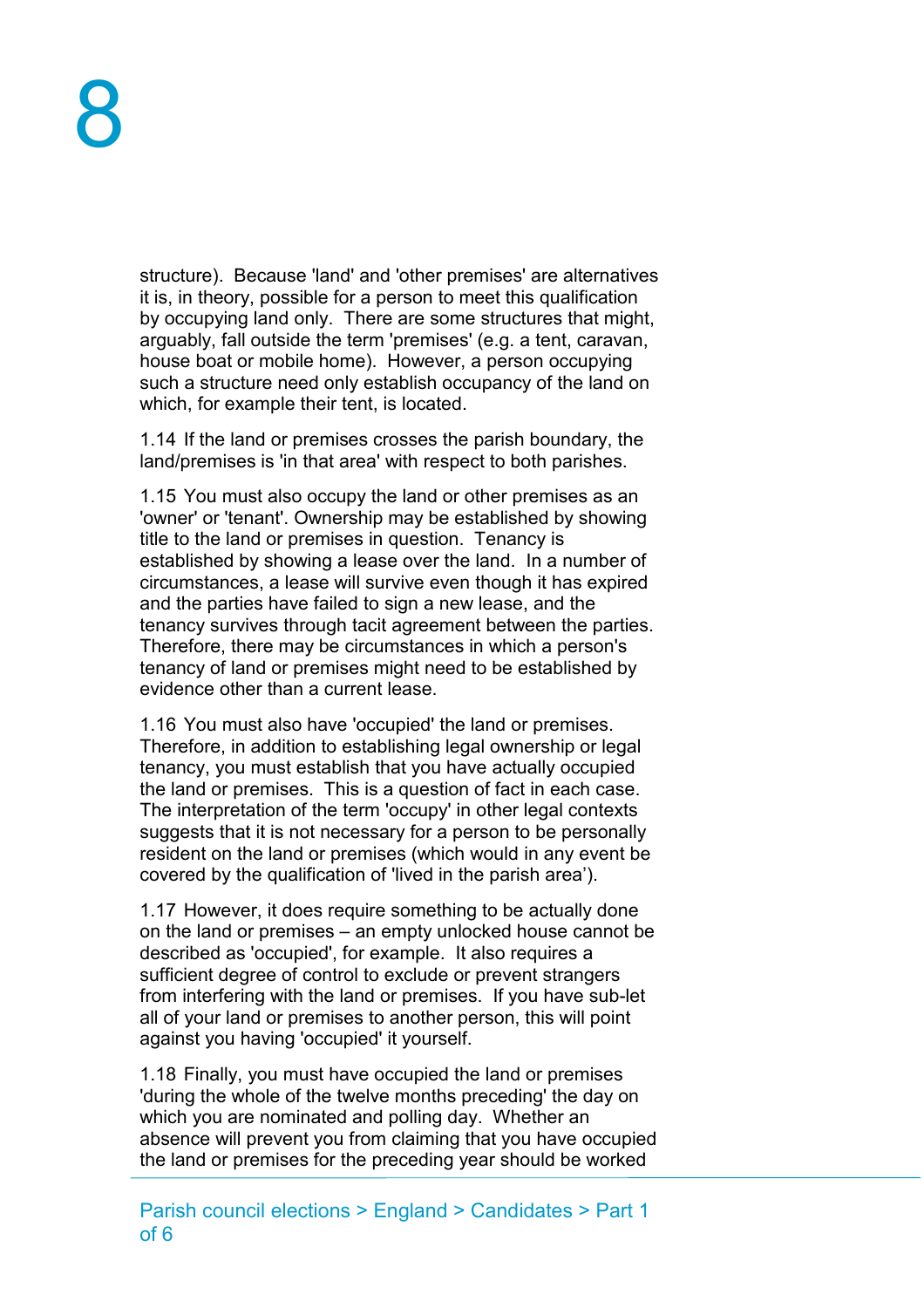structure). Because 'land' and 'other premises' are alternatives it is, in theory, possible for a person to meet this qualification by occupying land only. There are some structures that might, arguably, fall outside the term 'premises' (e.g. a tent, caravan, house boat or mobile home). However, a person occupying such a structure need only establish occupancy of the land on which, for example their tent, is located.

1.14 If the land or premises crosses the parish boundary, the land/premises is 'in that area' with respect to both parishes.

1.15 You must also occupy the land or other premises as an 'owner' or 'tenant'. Ownership may be established by showing title to the land or premises in question. Tenancy is established by showing a lease over the land. In a number of circumstances, a lease will survive even though it has expired and the parties have failed to sign a new lease, and the tenancy survives through tacit agreement between the parties. Therefore, there may be circumstances in which a person's tenancy of land or premises might need to be established by evidence other than a current lease.

1.16 You must also have 'occupied' the land or premises. Therefore, in addition to establishing legal ownership or legal tenancy, you must establish that you have actually occupied the land or premises. This is a question of fact in each case. The interpretation of the term 'occupy' in other legal contexts suggests that it is not necessary for a person to be personally resident on the land or premises (which would in any event be covered by the qualification of 'lived in the parish area').

1.17 However, it does require something to be actually done on the land or premises – an empty unlocked house cannot be described as 'occupied', for example. It also requires a sufficient degree of control to exclude or prevent strangers from interfering with the land or premises. If you have sub-let all of your land or premises to another person, this will point against you having 'occupied' it yourself.

1.18 Finally, you must have occupied the land or premises 'during the whole of the twelve months preceding' the day on which you are nominated and polling day. Whether an absence will prevent you from claiming that you have occupied the land or premises for the preceding year should be worked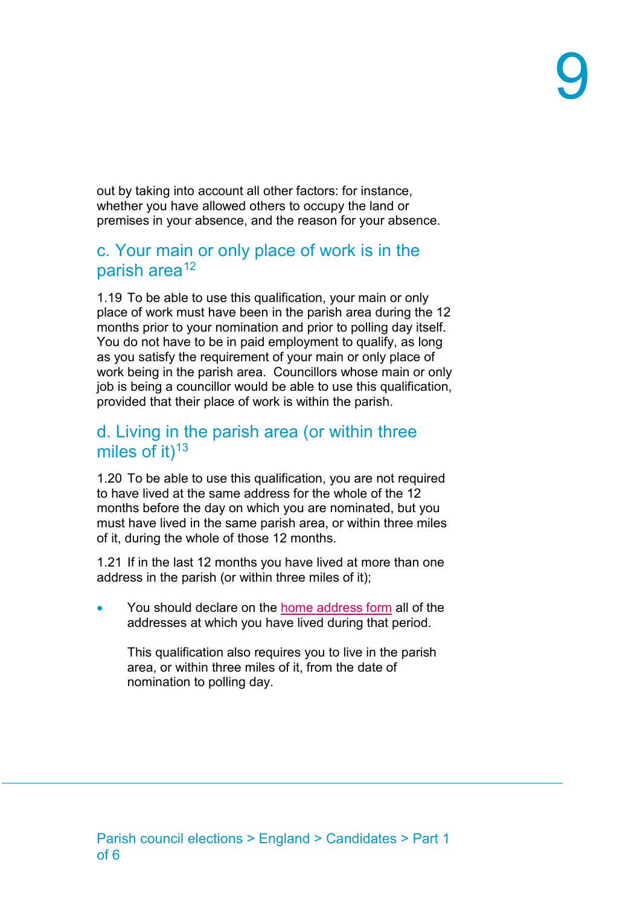out by taking into account all other factors: for instance, whether you have allowed others to occupy the land or premises in your absence, and the reason for your absence.

## c. Your main or only place of work is in the parish area[12]

1.19 To be able to use this qualification, your main or only place of work must have been in the parish area during the 12 months prior to your nomination and prior to polling day itself. You do not have to be in paid employment to qualify, as long as you satisfy the requirement of your main or only place of work being in the parish area. Councillors whose main or only job is being a councillor would be able to use this qualification, provided that their place of work is within the parish.

## d. Living in the parish area (or within three miles of it)[13]

1.20 To be able to use this qualification, you are not required to have lived at the same address for the whole of the 12 months before the day on which you are nominated, but you must have lived in the same parish area, or within three miles of it, during the whole of those 12 months.

1.21 If in the last 12 months you have lived at more than one address in the parish (or within three miles of it);

- You should declare on the home address form all of the addresses at which you have lived during that period.

  This qualification also requires you to live in the parish area, or within three miles of it, from the date of nomination to polling day.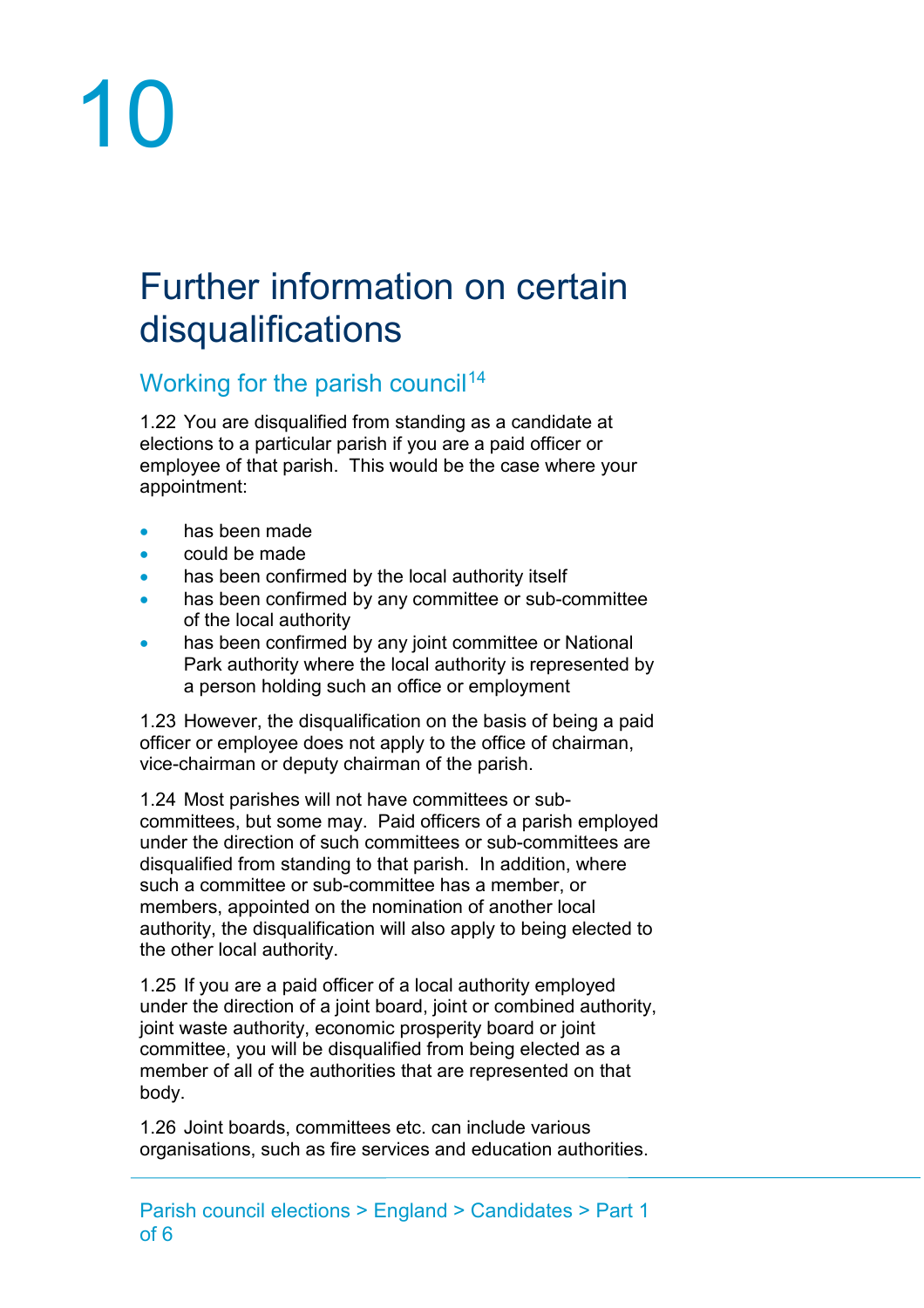# Further information on certain disqualifications

## Working for the parish council[14]

1.22 You are disqualified from standing as a candidate at elections to a particular parish if you are a paid officer or employee of that parish. This would be the case where your appointment:

- has been made
- could be made
- has been confirmed by the local authority itself
- has been confirmed by any committee or sub-committee of the local authority
- has been confirmed by any joint committee or National Park authority where the local authority is represented by a person holding such an office or employment

1.23 However, the disqualification on the basis of being a paid officer or employee does not apply to the office of chairman, vice-chairman or deputy chairman of the parish.

1.24 Most parishes will not have committees or sub-committees, but some may. Paid officers of a parish employed under the direction of such committees or sub-committees are disqualified from standing to that parish. In addition, where such a committee or sub-committee has a member, or members, appointed on the nomination of another local authority, the disqualification will also apply to being elected to the other local authority.

1.25 If you are a paid officer of a local authority employed under the direction of a joint board, joint or combined authority, joint waste authority, economic prosperity board or joint committee, you will be disqualified from being elected as a member of all of the authorities that are represented on that body.

1.26 Joint boards, committees etc. can include various organisations, such as fire services and education authorities.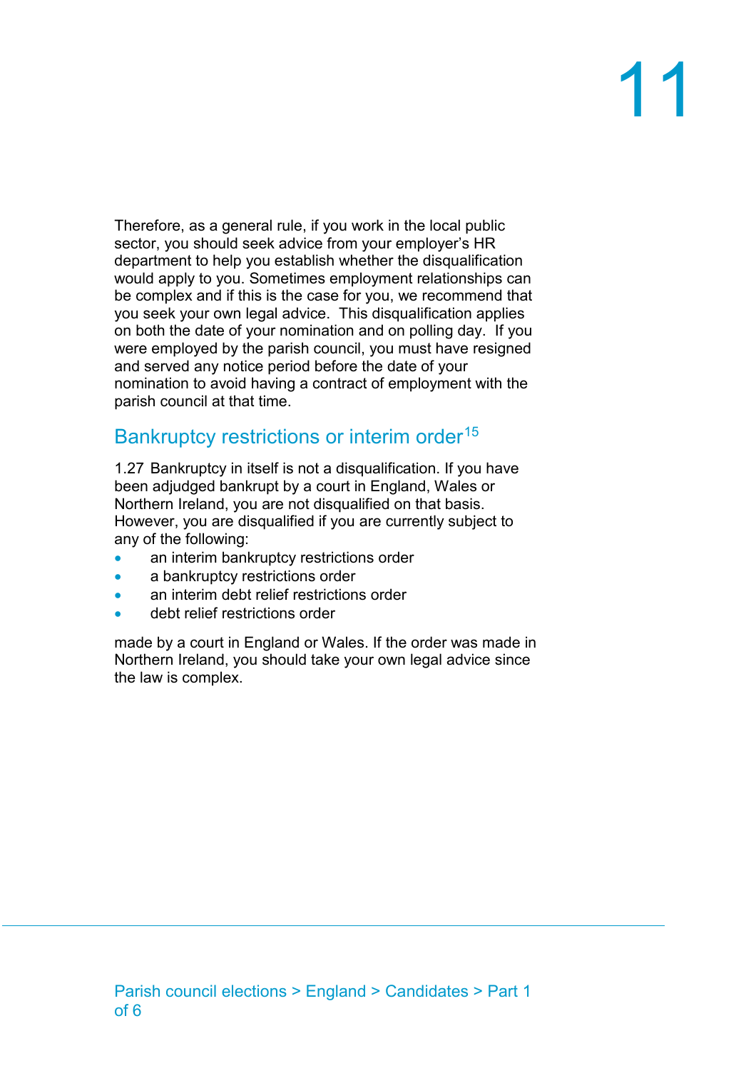Therefore, as a general rule, if you work in the local public sector, you should seek advice from your employer's HR department to help you establish whether the disqualification would apply to you. Sometimes employment relationships can be complex and if this is the case for you, we recommend that you seek your own legal advice. This disqualification applies on both the date of your nomination and on polling day. If you were employed by the parish council, you must have resigned and served any notice period before the date of your nomination to avoid having a contract of employment with the parish council at that time.

## Bankruptcy restrictions or interim order[15]

1.27 Bankruptcy in itself is not a disqualification. If you have been adjudged bankrupt by a court in England, Wales or Northern Ireland, you are not disqualified on that basis. However, you are disqualified if you are currently subject to any of the following:

- an interim bankruptcy restrictions order
- a bankruptcy restrictions order
- an interim debt relief restrictions order
- debt relief restrictions order

made by a court in England or Wales. If the order was made in Northern Ireland, you should take your own legal advice since the law is complex.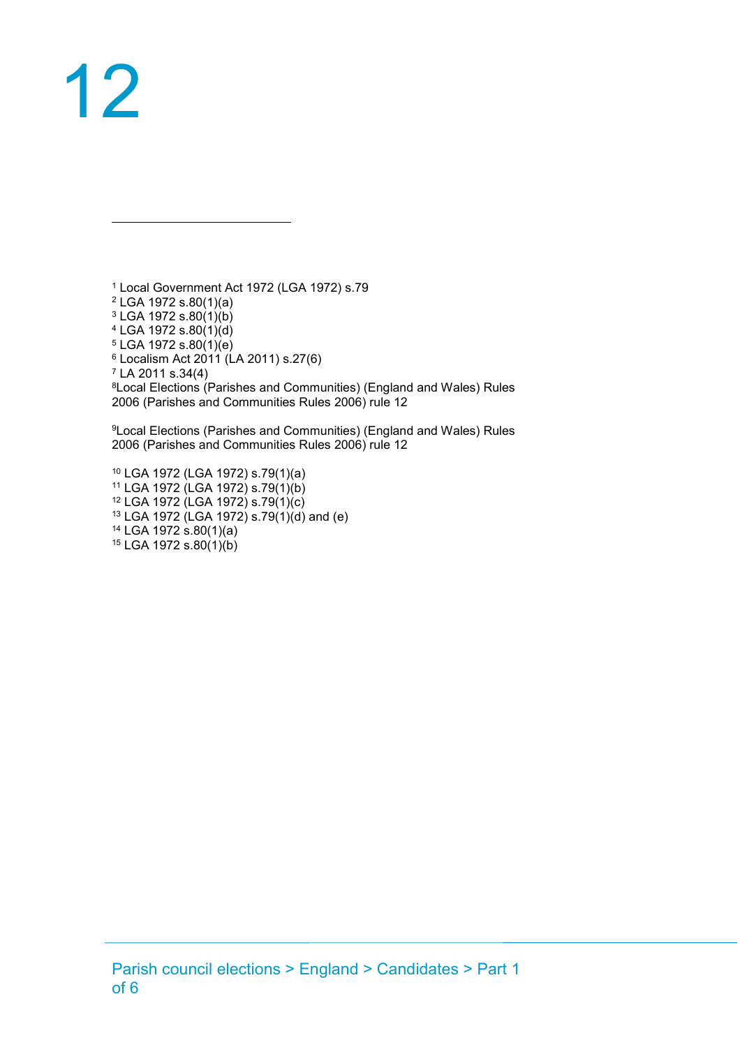[1] Local Government Act 1972 (LGA 1972) s.79
[2] LGA 1972 s.80(1)(a)
[3] LGA 1972 s.80(1)(b)
[4] LGA 1972 s.80(1)(d)
[5] LGA 1972 s.80(1)(e)
[6] Localism Act 2011 (LA 2011) s.27(6)
[7] LA 2011 s.34(4)
[8] Local Elections (Parishes and Communities) (England and Wales) Rules 2006 (Parishes and Communities Rules 2006) rule 12

[9] Local Elections (Parishes and Communities) (England and Wales) Rules 2006 (Parishes and Communities Rules 2006) rule 12

[10] LGA 1972 (LGA 1972) s.79(1)(a)
[11] LGA 1972 (LGA 1972) s.79(1)(b)
[12] LGA 1972 (LGA 1972) s.79(1)(c)
[13] LGA 1972 (LGA 1972) s.79(1)(d) and (e)
[14] LGA 1972 s.80(1)(a)
[15] LGA 1972 s.80(1)(b)